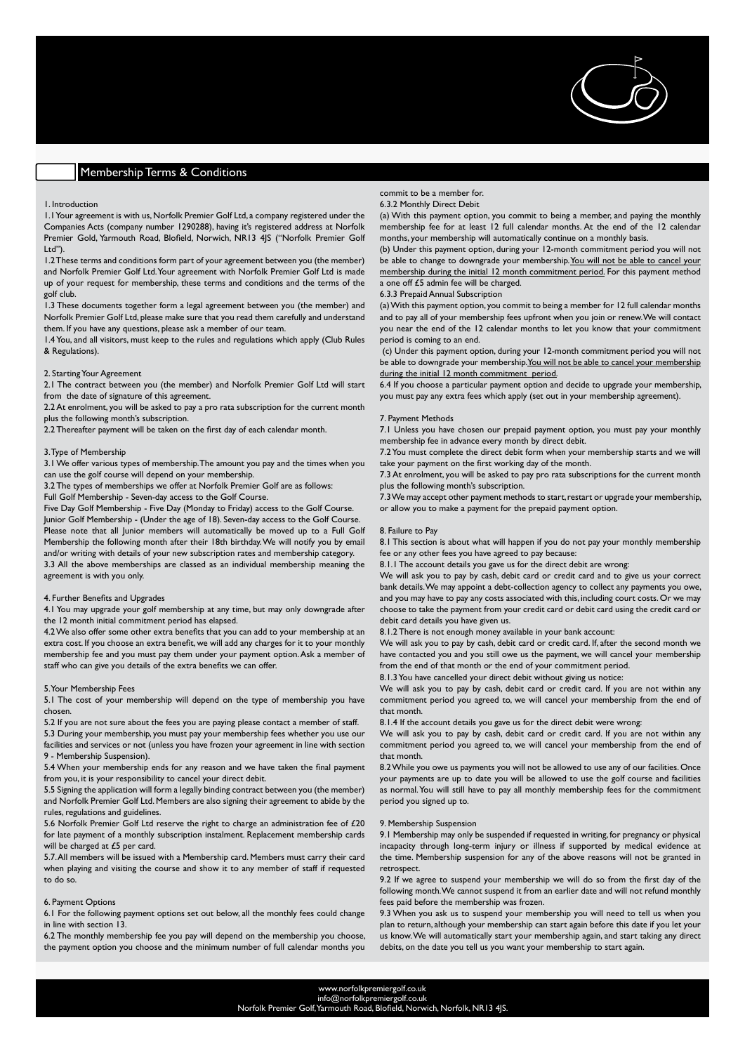## Membership Terms & Conditions

1. Introduction

1.1 Your agreement is with us, Norfolk Premier Golf Ltd, a company registered under the Companies Acts (company number 1290288), having it's registered address at Norfolk Premier Gold, Yarmouth Road, Blofield, Norwich, NR13 4JS ("Norfolk Premier Golf Ltd").

1.2 These terms and conditions form part of your agreement between you (the member) and Norfolk Premier Golf Ltd. Your agreement with Norfolk Premier Golf Ltd is made up of your request for membership, these terms and conditions and the terms of the golf club.

1.3 These documents together form a legal agreement between you (the member) and Norfolk Premier Golf Ltd, please make sure that you read them carefully and understand them. If you have any questions, please ask a member of our team.

1.4 You, and all visitors, must keep to the rules and regulations which apply (Club Rules & Regulations).

2. Starting Your Agreement

2.1 The contract between you (the member) and Norfolk Premier Golf Ltd will start from the date of signature of this agreement.

2.2 At enrolment, you will be asked to pay a pro rata subscription for the current month plus the following month's subscription.

2.2 Thereafter payment will be taken on the first day of each calendar month.

3. Type of Membership

3.1 We offer various types of membership. The amount you pay and the times when you can use the golf course will depend on your membership.

3.2 The types of memberships we offer at Norfolk Premier Golf are as follows:

Full Golf Membership - Seven-day access to the Golf Course.

Five Day Golf Membership - Five Day (Monday to Friday) access to the Golf Course.

Junior Golf Membership - (Under the age of 18). Seven-day access to the Golf Course. Please note that all Junior members will automatically be moved up to a Full Golf Membership the following month after their 18th birthday. We will notify you by email and/or writing with details of your new subscription rates and membership category.

3.3 All the above memberships are classed as an individual membership meaning the agreement is with you only.

4. Further Benefits and Upgrades

4.1 You may upgrade your golf membership at any time, but may only downgrade after the 12 month initial commitment period has elapsed.

4.2 We also offer some other extra benefits that you can add to your membership at an extra cost. If you choose an extra benefit, we will add any charges for it to your monthly membership fee and you must pay them under your payment option. Ask a member of staff who can give you details of the extra benefits we can offer.

5. Your Membership Fees

5.1 The cost of your membership will depend on the type of membership you have chosen.

5.2 If you are not sure about the fees you are paying please contact a member of staff.

5.3 During your membership, you must pay your membership fees whether you use our facilities and services or not (unless you have frozen your agreement in line with section 9 - Membership Suspension).

5.4 When your membership ends for any reason and we have taken the final payment from you, it is your responsibility to cancel your direct debit.

5.5 Signing the application will form a legally binding contract between you (the member) and Norfolk Premier Golf Ltd. Members are also signing their agreement to abide by the rules, regulations and guidelines.

5.6 Norfolk Premier Golf Ltd reserve the right to charge an administration fee of £20 for late payment of a monthly subscription instalment. Replacement membership cards will be charged at £5 per card.

5.7. All members will be issued with a Membership card. Members must carry their card when playing and visiting the course and show it to any member of staff if requested to do so.

6. Payment Options

6.1 For the following payment options set out below, all the monthly fees could change in line with section 13.

6.2 The monthly membership fee you pay will depend on the membership you choose, the payment option you choose and the minimum number of full calendar months you commit to be a member for.

6.3.2 Monthly Direct Debit

(a) With this payment option, you commit to being a member, and paying the monthly membership fee for at least 12 full calendar months. At the end of the 12 calendar months, your membership will automatically continue on a monthly basis.

(b) Under this payment option, during your 12-month commitment period you will not be able to change to downgrade your membership. <u>You will not be able to cancel your membership during the initial 12 month commitment period.</u> For this payment method a one off £5 admin fee will be charged.

6.3.3 Prepaid Annual Subscription

(a) With this payment option, you commit to being a member for 12 full calendar months and to pay all of your membership fees upfront when you join or renew. We will contact you near the end of the 12 calendar months to let you know that your commitment period is coming to an end.

(c) Under this payment option, during your 12-month commitment period you will not be able to downgrade your membership. <u>You will not be able to cancel your membership during the initial 12 month commitment period.</u>

6.4 If you choose a particular payment option and decide to upgrade your membership, you must pay any extra fees which apply (set out in your membership agreement).

7. Payment Methods

7.1 Unless you have chosen our prepaid payment option, you must pay your monthly membership fee in advance every month by direct debit.

7.2 You must complete the direct debit form when your membership starts and we will take your payment on the first working day of the month.

7.3 At enrolment, you will be asked to pay pro rata subscriptions for the current month plus the following month's subscription.

7.3 We may accept other payment methods to start, restart or upgrade your membership, or allow you to make a payment for the prepaid payment option.

8. Failure to Pay

8.1 This section is about what will happen if you do not pay your monthly membership fee or any other fees you have agreed to pay because:

8.1.1 The account details you gave us for the direct debit are wrong:

We will ask you to pay by cash, debit card or credit card and to give us your correct bank details. We may appoint a debt-collection agency to collect any payments you owe, and you may have to pay any costs associated with this, including court costs. Or we may choose to take the payment from your credit card or debit card using the credit card or debit card details you have given us.

8.1.2 There is not enough money available in your bank account:

We will ask you to pay by cash, debit card or credit card. If, after the second month we have contacted you and you still owe us the payment, we will cancel your membership from the end of that month or the end of your commitment period.

8.1.3 You have cancelled your direct debit without giving us notice:

We will ask you to pay by cash, debit card or credit card. If you are not within any commitment period you agreed to, we will cancel your membership from the end of that month.

8.1.4 If the account details you gave us for the direct debit were wrong:

We will ask you to pay by cash, debit card or credit card. If you are not within any commitment period you agreed to, we will cancel your membership from the end of that month.

8.2 While you owe us payments you will not be allowed to use any of our facilities. Once your payments are up to date you will be allowed to use the golf course and facilities as normal. You will still have to pay all monthly membership fees for the commitment period you signed up to.

9. Membership Suspension

9.1 Membership may only be suspended if requested in writing, for pregnancy or physical incapacity through long-term injury or illness if supported by medical evidence at the time. Membership suspension for any of the above reasons will not be granted in retrospect.

9.2 If we agree to suspend your membership we will do so from the first day of the following month. We cannot suspend it from an earlier date and will not refund monthly fees paid before the membership was frozen.

9.3 When you ask us to suspend your membership you will need to tell us when you plan to return, although your membership can start again before this date if you let your us know. We will automatically start your membership again, and start taking any direct debits, on the date you tell us you want your membership to start again.

www.norfolkpremiergolf.co.uk
info@norfolkpremiergolf.co.uk
Norfolk Premier Golf, Yarmouth Road, Blofield, Norwich, Norfolk, NR13 4JS.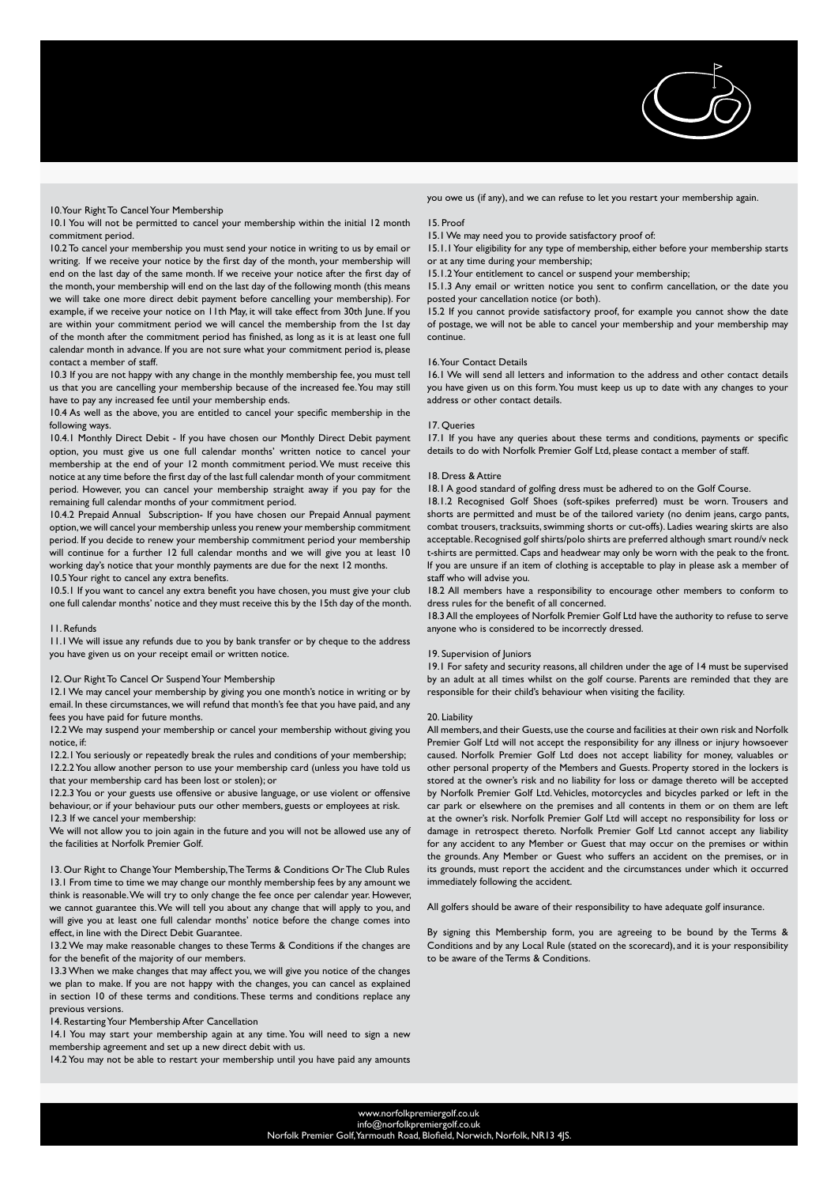10. Your Right To Cancel Your Membership

10.1 You will not be permitted to cancel your membership within the initial 12 month commitment period.

10.2 To cancel your membership you must send your notice in writing to us by email or writing. If we receive your notice by the first day of the month, your membership will end on the last day of the same month. If we receive your notice after the first day of the month, your membership will end on the last day of the following month (this means we will take one more direct debit payment before cancelling your membership). For example, if we receive your notice on 11th May, it will take effect from 30th June. If you are within your commitment period we will cancel the membership from the 1st day of the month after the commitment period has finished, as long as it is at least one full calendar month in advance. If you are not sure what your commitment period is, please contact a member of staff.

10.3 If you are not happy with any change in the monthly membership fee, you must tell us that you are cancelling your membership because of the increased fee. You may still have to pay any increased fee until your membership ends.

10.4 As well as the above, you are entitled to cancel your specific membership in the following ways.

10.4.1 Monthly Direct Debit - If you have chosen our Monthly Direct Debit payment option, you must give us one full calendar months' written notice to cancel your membership at the end of your 12 month commitment period. We must receive this notice at any time before the first day of the last full calendar month of your commitment period. However, you can cancel your membership straight away if you pay for the remaining full calendar months of your commitment period.

10.4.2 Prepaid Annual Subscription- If you have chosen our Prepaid Annual payment option, we will cancel your membership unless you renew your membership commitment period. If you decide to renew your membership commitment period your membership will continue for a further 12 full calendar months and we will give you at least 10 working day's notice that your monthly payments are due for the next 12 months.

10.5 Your right to cancel any extra benefits.

10.5.1 If you want to cancel any extra benefit you have chosen, you must give your club one full calendar months' notice and they must receive this by the 15th day of the month.

11. Refunds

11.1 We will issue any refunds due to you by bank transfer or by cheque to the address you have given us on your receipt email or written notice.

12. Our Right To Cancel Or Suspend Your Membership

12.1 We may cancel your membership by giving you one month's notice in writing or by email. In these circumstances, we will refund that month's fee that you have paid, and any fees you have paid for future months.

12.2 We may suspend your membership or cancel your membership without giving you notice, if:

12.2.1 You seriously or repeatedly break the rules and conditions of your membership;

12.2.2 You allow another person to use your membership card (unless you have told us that your membership card has been lost or stolen); or

12.2.3 You or your guests use offensive or abusive language, or use violent or offensive behaviour, or if your behaviour puts our other members, guests or employees at risk.

12.3 If we cancel your membership:

We will not allow you to join again in the future and you will not be allowed use any of the facilities at Norfolk Premier Golf.

13. Our Right to Change Your Membership, The Terms & Conditions Or The Club Rules

13.1 From time to time we may change our monthly membership fees by any amount we think is reasonable. We will try to only change the fee once per calendar year. However, we cannot guarantee this. We will tell you about any change that will apply to you, and will give you at least one full calendar months' notice before the change comes into effect, in line with the Direct Debit Guarantee.

13.2 We may make reasonable changes to these Terms & Conditions if the changes are for the benefit of the majority of our members.

13.3 When we make changes that may affect you, we will give you notice of the changes we plan to make. If you are not happy with the changes, you can cancel as explained in section 10 of these terms and conditions. These terms and conditions replace any previous versions.

14. Restarting Your Membership After Cancellation

14.1 You may start your membership again at any time. You will need to sign a new membership agreement and set up a new direct debit with us.

14.2 You may not be able to restart your membership until you have paid any amounts you owe us (if any), and we can refuse to let you restart your membership again.

15. Proof

15.1 We may need you to provide satisfactory proof of:

15.1.1 Your eligibility for any type of membership, either before your membership starts or at any time during your membership;

15.1.2 Your entitlement to cancel or suspend your membership;

15.1.3 Any email or written notice you sent to confirm cancellation, or the date you posted your cancellation notice (or both).

15.2 If you cannot provide satisfactory proof, for example you cannot show the date of postage, we will not be able to cancel your membership and your membership may continue.

16. Your Contact Details

16.1 We will send all letters and information to the address and other contact details you have given us on this form. You must keep us up to date with any changes to your address or other contact details.

17. Queries

17.1 If you have any queries about these terms and conditions, payments or specific details to do with Norfolk Premier Golf Ltd, please contact a member of staff.

18. Dress & Attire

18.1 A good standard of golfing dress must be adhered to on the Golf Course.

18.1.2 Recognised Golf Shoes (soft-spikes preferred) must be worn. Trousers and shorts are permitted and must be of the tailored variety (no denim jeans, cargo pants, combat trousers, tracksuits, swimming shorts or cut-offs). Ladies wearing skirts are also acceptable. Recognised golf shirts/polo shirts are preferred although smart round/v neck t-shirts are permitted. Caps and headwear may only be worn with the peak to the front. If you are unsure if an item of clothing is acceptable to play in please ask a member of staff who will advise you.

18.2 All members have a responsibility to encourage other members to conform to dress rules for the benefit of all concerned.

18.3 All the employees of Norfolk Premier Golf Ltd have the authority to refuse to serve anyone who is considered to be incorrectly dressed.

19. Supervision of Juniors

19.1 For safety and security reasons, all children under the age of 14 must be supervised by an adult at all times whilst on the golf course. Parents are reminded that they are responsible for their child's behaviour when visiting the facility.

20. Liability

All members, and their Guests, use the course and facilities at their own risk and Norfolk Premier Golf Ltd will not accept the responsibility for any illness or injury howsoever caused. Norfolk Premier Golf Ltd does not accept liability for money, valuables or other personal property of the Members and Guests. Property stored in the lockers is stored at the owner's risk and no liability for loss or damage thereto will be accepted by Norfolk Premier Golf Ltd. Vehicles, motorcycles and bicycles parked or left in the car park or elsewhere on the premises and all contents in them or on them are left at the owner's risk. Norfolk Premier Golf Ltd will accept no responsibility for loss or damage in retrospect thereto. Norfolk Premier Golf Ltd cannot accept any liability for any accident to any Member or Guest that may occur on the premises or within the grounds. Any Member or Guest who suffers an accident on the premises, or in its grounds, must report the accident and the circumstances under which it occurred immediately following the accident.

All golfers should be aware of their responsibility to have adequate golf insurance.

By signing this Membership form, you are agreeing to be bound by the Terms & Conditions and by any Local Rule (stated on the scorecard), and it is your responsibility to be aware of the Terms & Conditions.

www.norfolkpremiergolf.co.uk
info@norfolkpremiergolf.co.uk
Norfolk Premier Golf, Yarmouth Road, Blofield, Norwich, Norfolk, NR13 4JS.